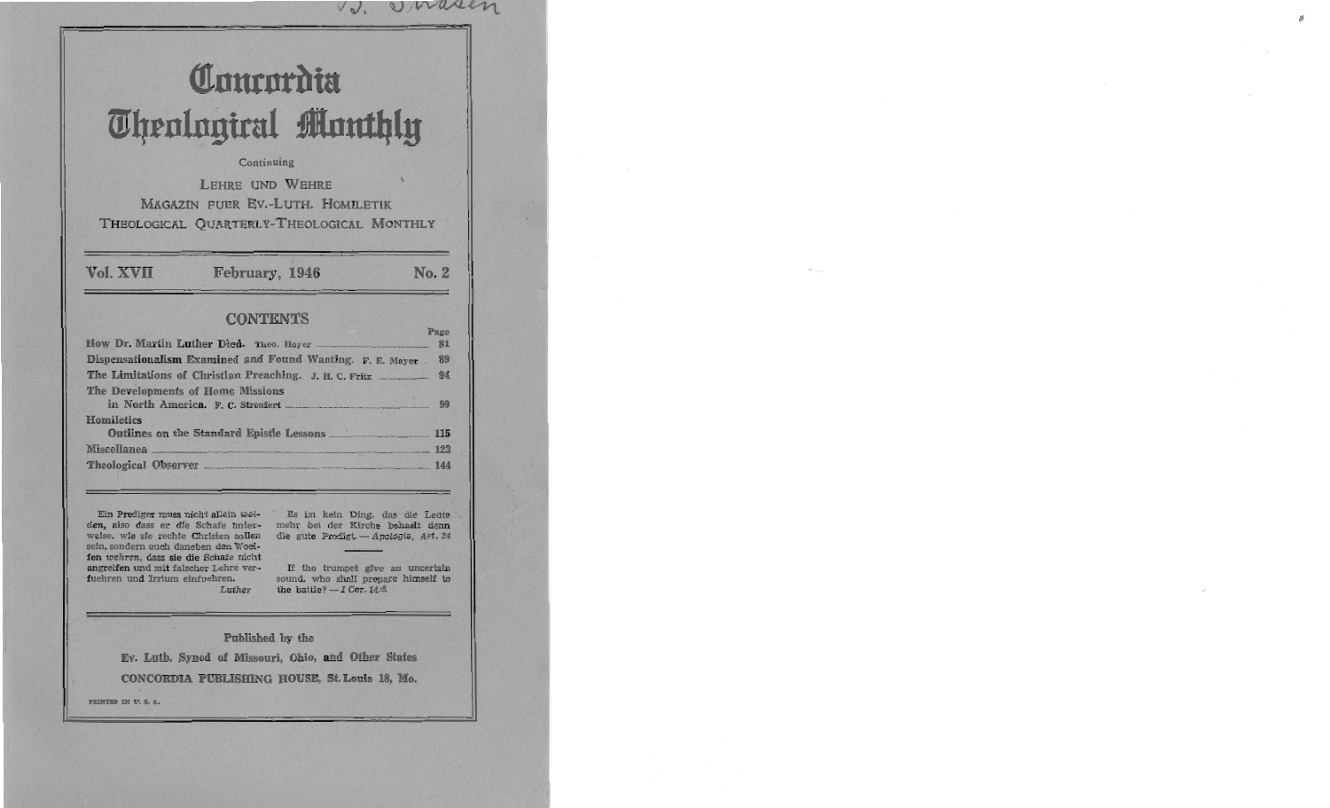# Concordia Theological Monthly

Continuing

LEHRE UND WEHRE
MAGAZIN FUER EV.-LUTH. HOMILETIK
THEOLOGICAL QUARTERLY-THEOLOGICAL MONTHLY

**Vol. XVII** **February, 1946** **No. 2**

## CONTENTS

| | Page |
|---|---|
| **How Dr. Martin Luther Died.** Theo. Hoyer | 81 |
| **Dispensationalism Examined and Found Wanting.** F. E. Mayer | 89 |
| **The Limitations of Christian Preaching.** J. H. C. Fritz | 94 |
| **The Developments of Home Missions in North America.** F. C. Streufert | 99 |
| **Homiletics** | |
| **Outlines on the Standard Epistle Lessons** | 115 |
| **Miscellanea** | 123 |
| **Theological Observer** | 144 |

Ein Prediger muss nicht allein *weiden*, also dass er die Schafe unterweise, wie sie rechte Christen sollen sein, sondern auch daneben den Woelfen *wehren*, dass sie die Schafe nicht angreifen und mit falscher Lehre verfuehren und Irrtum einfuehren.
*Luther*

Es ist kein Ding, das die Leute mehr bei der Kirche behaelt denn die gute Predigt. — *Apologie, Art. 24*

If the trumpet give an uncertain sound, who shall prepare himself to the battle? — *1 Cor. 14:8*

Published by the

Ev. Luth. Synod of Missouri, Ohio, and Other States

CONCORDIA PUBLISHING HOUSE, St. Louis 18, Mo.

PRINTED IN U. S. A.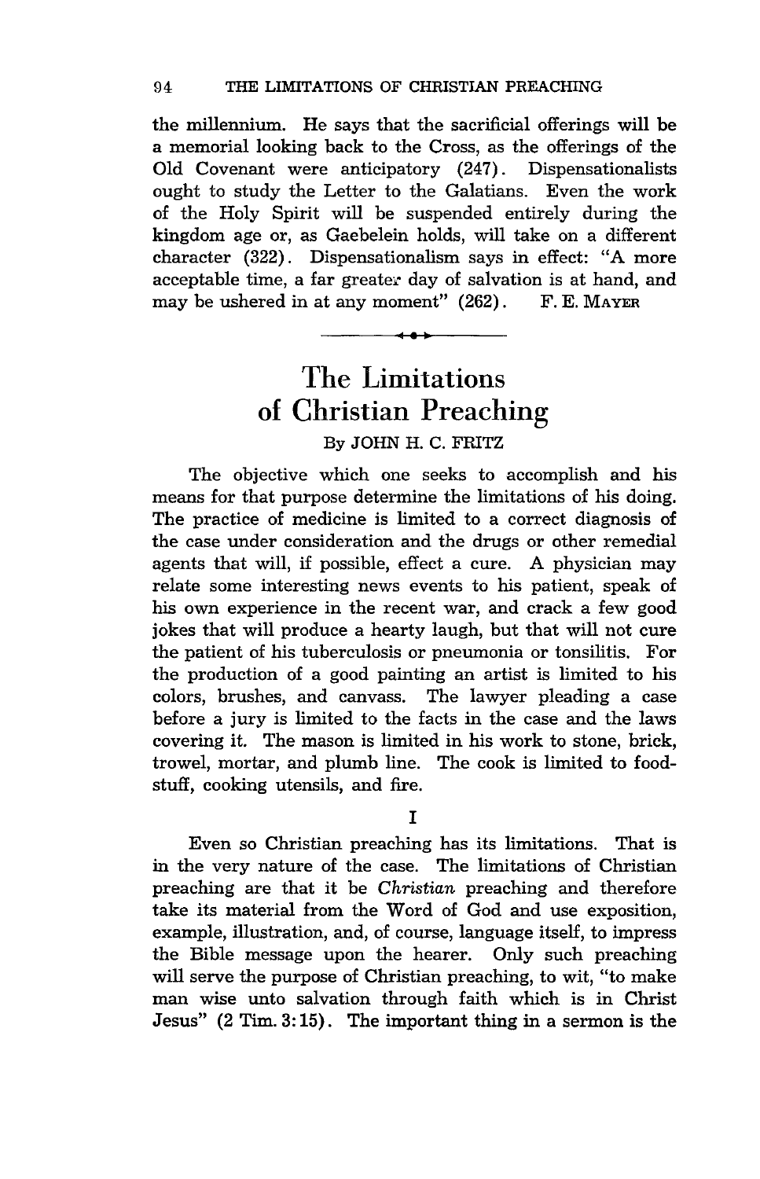the millennium. He says that the sacrificial offerings will be a memorial looking back to the Cross, as the offerings of the Old Covenant were anticipatory (247). Dispensationalists ought to study the Letter to the Galatians. Even the work of the Holy Spirit will be suspended entirely during the kingdom age or, as Gaebelein holds, will take on a different character (322). Dispensationalism says in effect: "A more acceptable time, a far greater day of salvation is at hand, and may be ushered in at any moment" (262). F. E. MAYER

# The Limitations of Christian Preaching

By JOHN H. C. FRITZ

The objective which one seeks to accomplish and his means for that purpose determine the limitations of his doing. The practice of medicine is limited to a correct diagnosis of the case under consideration and the drugs or other remedial agents that will, if possible, effect a cure. A physician may relate some interesting news events to his patient, speak of his own experience in the recent war, and crack a few good jokes that will produce a hearty laugh, but that will not cure the patient of his tuberculosis or pneumonia or tonsilitis. For the production of a good painting an artist is limited to his colors, brushes, and canvass. The lawyer pleading a case before a jury is limited to the facts in the case and the laws covering it. The mason is limited in his work to stone, brick, trowel, mortar, and plumb line. The cook is limited to foodstuff, cooking utensils, and fire.

## I

Even so Christian preaching has its limitations. That is in the very nature of the case. The limitations of Christian preaching are that it be *Christian* preaching and therefore take its material from the Word of God and use exposition, example, illustration, and, of course, language itself, to impress the Bible message upon the hearer. Only such preaching will serve the purpose of Christian preaching, to wit, "to make man wise unto salvation through faith which is in Christ Jesus" (2 Tim. 3:15). The important thing in a sermon is the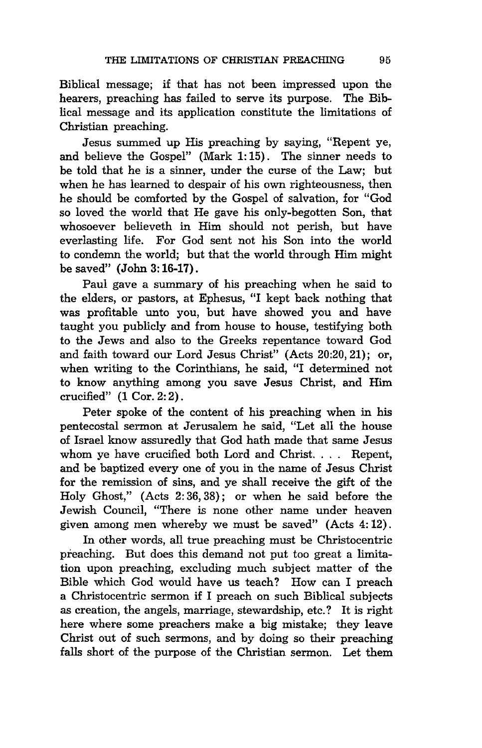Biblical message; if that has not been impressed upon the hearers, preaching has failed to serve its purpose. The Biblical message and its application constitute the limitations of Christian preaching.

Jesus summed up His preaching by saying, "Repent ye, and believe the Gospel" (Mark 1:15). The sinner needs to be told that he is a sinner, under the curse of the Law; but when he has learned to despair of his own righteousness, then he should be comforted by the Gospel of salvation, for "God so loved the world that He gave his only-begotten Son, that whosoever believeth in Him should not perish, but have everlasting life. For God sent not his Son into the world to condemn the world; but that the world through Him might be saved" (John 3:16-17).

Paul gave a summary of his preaching when he said to the elders, or pastors, at Ephesus, "I kept back nothing that was profitable unto you, but have showed you and have taught you publicly and from house to house, testifying both to the Jews and also to the Greeks repentance toward God and faith toward our Lord Jesus Christ" (Acts 20:20, 21); or, when writing to the Corinthians, he said, "I determined not to know anything among you save Jesus Christ, and Him crucified" (1 Cor. 2:2).

Peter spoke of the content of his preaching when in his pentecostal sermon at Jerusalem he said, "Let all the house of Israel know assuredly that God hath made that same Jesus whom ye have crucified both Lord and Christ. . . . Repent, and be baptized every one of you in the name of Jesus Christ for the remission of sins, and ye shall receive the gift of the Holy Ghost," (Acts 2:36, 38); or when he said before the Jewish Council, "There is none other name under heaven given among men whereby we must be saved" (Acts 4:12).

In other words, all true preaching must be Christocentric preaching. But does this demand not put too great a limitation upon preaching, excluding much subject matter of the Bible which God would have us teach? How can I preach a Christocentric sermon if I preach on such Biblical subjects as creation, the angels, marriage, stewardship, etc.? It is right here where some preachers make a big mistake; they leave Christ out of such sermons, and by doing so their preaching falls short of the purpose of the Christian sermon. Let them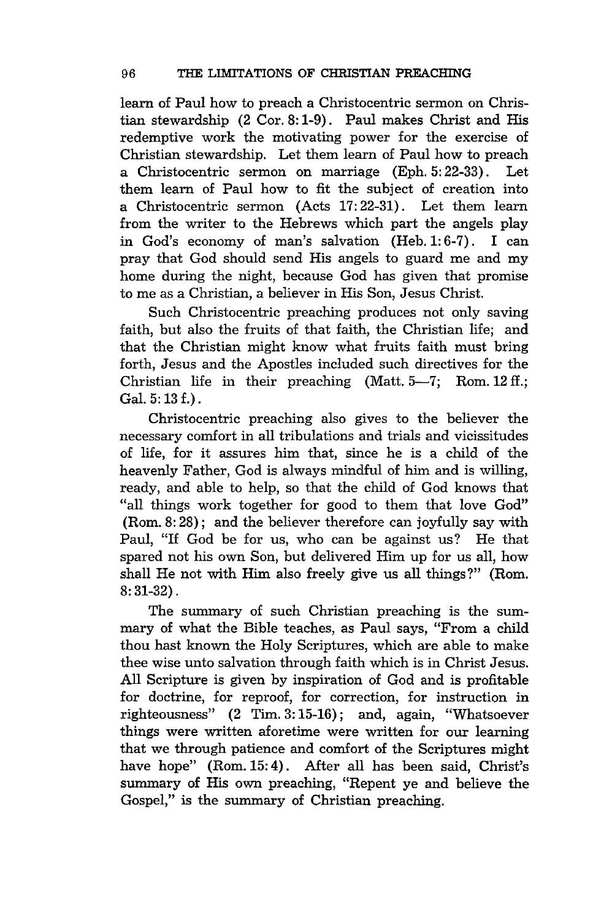learn of Paul how to preach a Christocentric sermon on Christian stewardship (2 Cor. 8:1-9). Paul makes Christ and His redemptive work the motivating power for the exercise of Christian stewardship. Let them learn of Paul how to preach a Christocentric sermon on marriage (Eph. 5:22-33). Let them learn of Paul how to fit the subject of creation into a Christocentric sermon (Acts 17:22-31). Let them learn from the writer to the Hebrews which part the angels play in God's economy of man's salvation (Heb. 1:6-7). I can pray that God should send His angels to guard me and my home during the night, because God has given that promise to me as a Christian, a believer in His Son, Jesus Christ.

Such Christocentric preaching produces not only saving faith, but also the fruits of that faith, the Christian life; and that the Christian might know what fruits faith must bring forth, Jesus and the Apostles included such directives for the Christian life in their preaching (Matt. 5—7; Rom. 12 ff.; Gal. 5:13 f.).

Christocentric preaching also gives to the believer the necessary comfort in all tribulations and trials and vicissitudes of life, for it assures him that, since he is a child of the heavenly Father, God is always mindful of him and is willing, ready, and able to help, so that the child of God knows that "all things work together for good to them that love God" (Rom. 8:28); and the believer therefore can joyfully say with Paul, "If God be for us, who can be against us? He that spared not his own Son, but delivered Him up for us all, how shall He not with Him also freely give us all things?" (Rom. 8:31-32).

The summary of such Christian preaching is the summary of what the Bible teaches, as Paul says, "From a child thou hast known the Holy Scriptures, which are able to make thee wise unto salvation through faith which is in Christ Jesus. All Scripture is given by inspiration of God and is profitable for doctrine, for reproof, for correction, for instruction in righteousness" (2 Tim. 3:15-16); and, again, "Whatsoever things were written aforetime were written for our learning that we through patience and comfort of the Scriptures might have hope" (Rom. 15:4). After all has been said, Christ's summary of His own preaching, "Repent ye and believe the Gospel," is the summary of Christian preaching.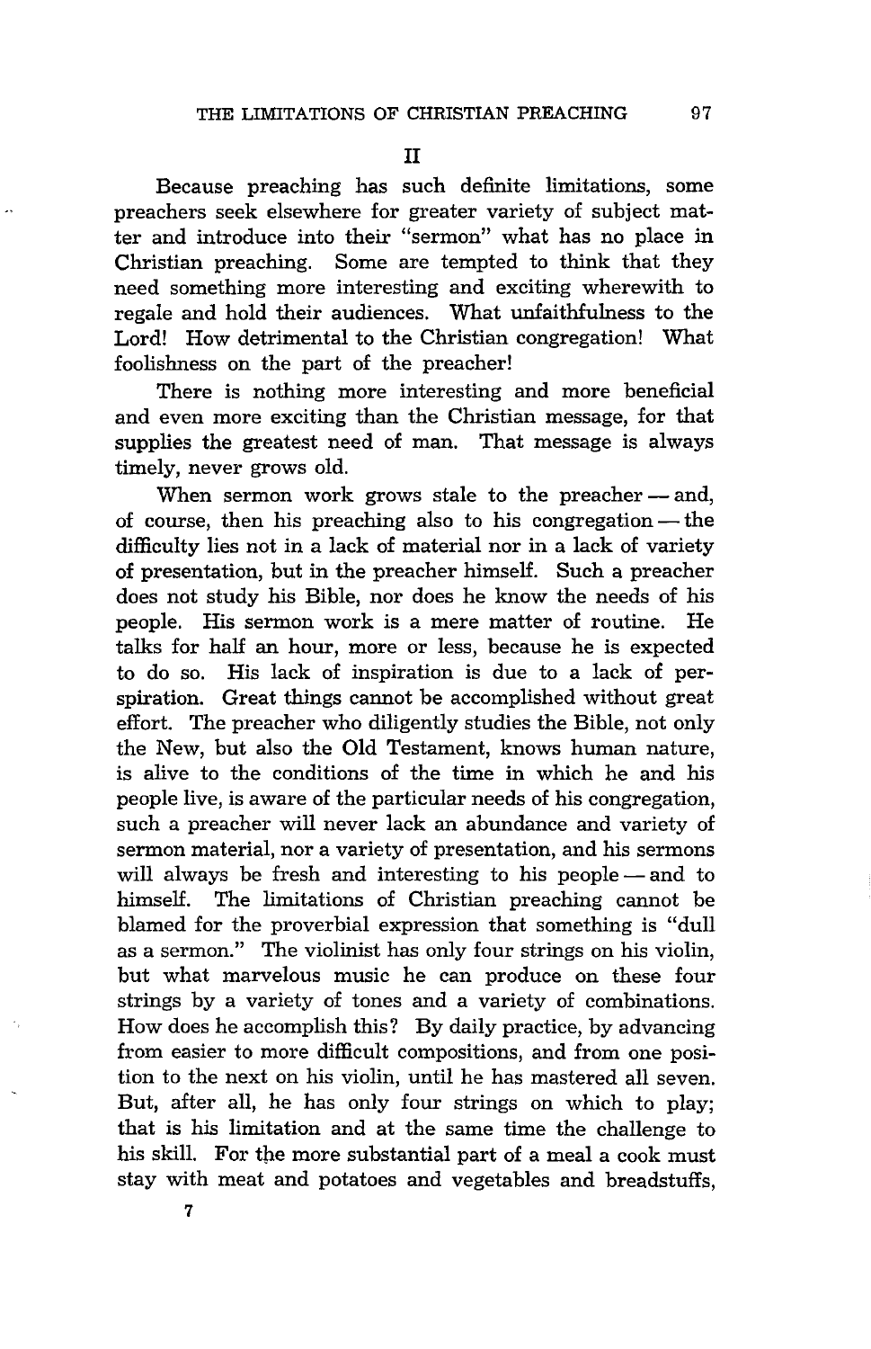## II

Because preaching has such definite limitations, some preachers seek elsewhere for greater variety of subject matter and introduce into their "sermon" what has no place in Christian preaching. Some are tempted to think that they need something more interesting and exciting wherewith to regale and hold their audiences. What unfaithfulness to the Lord! How detrimental to the Christian congregation! What foolishness on the part of the preacher!

There is nothing more interesting and more beneficial and even more exciting than the Christian message, for that supplies the greatest need of man. That message is always timely, never grows old.

When sermon work grows stale to the preacher — and, of course, then his preaching also to his congregation — the difficulty lies not in a lack of material nor in a lack of variety of presentation, but in the preacher himself. Such a preacher does not study his Bible, nor does he know the needs of his people. His sermon work is a mere matter of routine. He talks for half an hour, more or less, because he is expected to do so. His lack of inspiration is due to a lack of perspiration. Great things cannot be accomplished without great effort. The preacher who diligently studies the Bible, not only the New, but also the Old Testament, knows human nature, is alive to the conditions of the time in which he and his people live, is aware of the particular needs of his congregation, such a preacher will never lack an abundance and variety of sermon material, nor a variety of presentation, and his sermons will always be fresh and interesting to his people — and to himself. The limitations of Christian preaching cannot be blamed for the proverbial expression that something is "dull as a sermon." The violinist has only four strings on his violin, but what marvelous music he can produce on these four strings by a variety of tones and a variety of combinations. How does he accomplish this? By daily practice, by advancing from easier to more difficult compositions, and from one position to the next on his violin, until he has mastered all seven. But, after all, he has only four strings on which to play; that is his limitation and at the same time the challenge to his skill. For the more substantial part of a meal a cook must stay with meat and potatoes and vegetables and breadstuffs,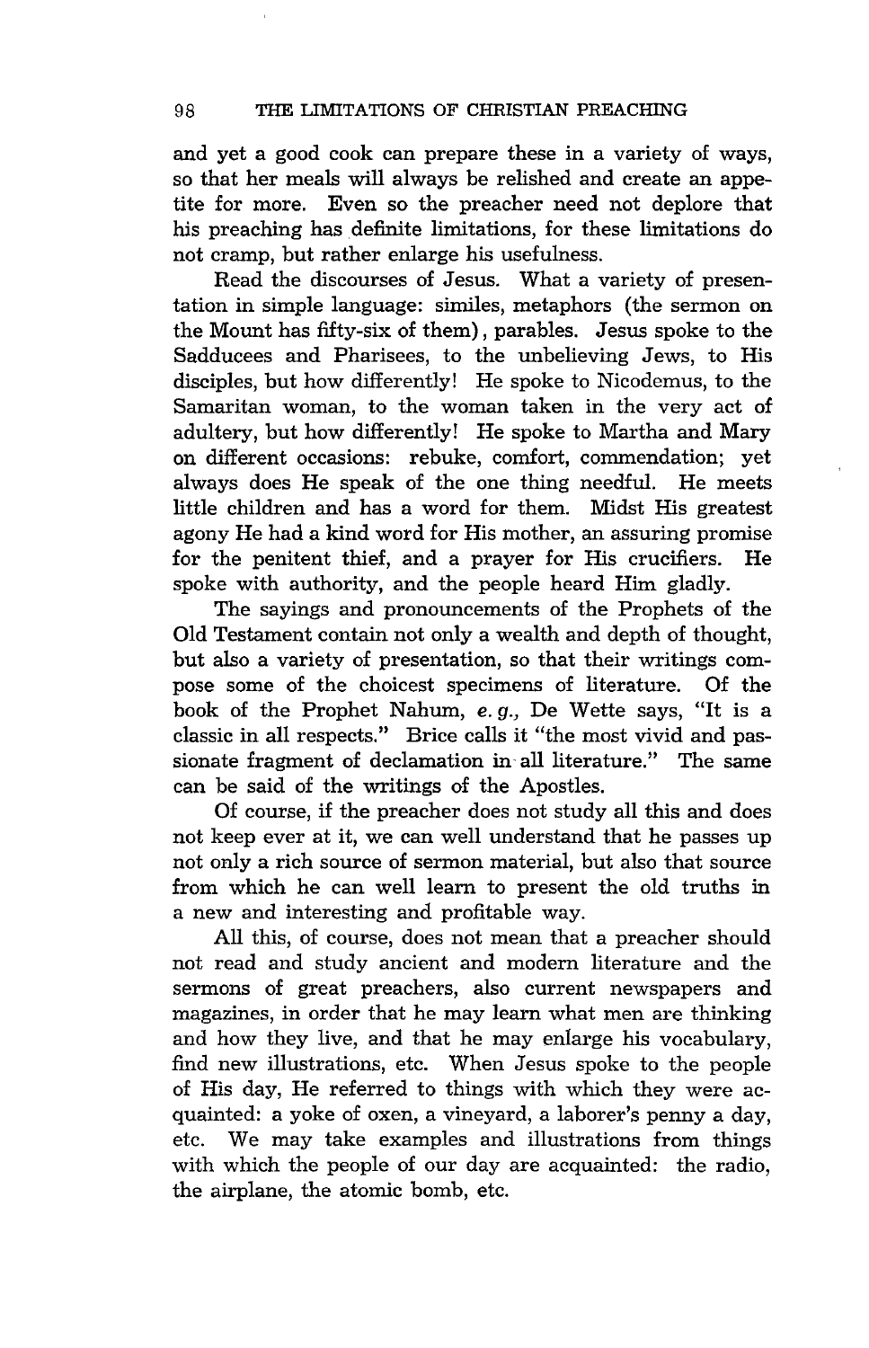and yet a good cook can prepare these in a variety of ways, so that her meals will always be relished and create an appetite for more. Even so the preacher need not deplore that his preaching has definite limitations, for these limitations do not cramp, but rather enlarge his usefulness.

Read the discourses of Jesus. What a variety of presentation in simple language: similes, metaphors (the sermon on the Mount has fifty-six of them), parables. Jesus spoke to the Sadducees and Pharisees, to the unbelieving Jews, to His disciples, but how differently! He spoke to Nicodemus, to the Samaritan woman, to the woman taken in the very act of adultery, but how differently! He spoke to Martha and Mary on different occasions: rebuke, comfort, commendation; yet always does He speak of the one thing needful. He meets little children and has a word for them. Midst His greatest agony He had a kind word for His mother, an assuring promise for the penitent thief, and a prayer for His crucifiers. He spoke with authority, and the people heard Him gladly.

The sayings and pronouncements of the Prophets of the Old Testament contain not only a wealth and depth of thought, but also a variety of presentation, so that their writings compose some of the choicest specimens of literature. Of the book of the Prophet Nahum, *e. g.,* De Wette says, "It is a classic in all respects." Brice calls it "the most vivid and passionate fragment of declamation in all literature." The same can be said of the writings of the Apostles.

Of course, if the preacher does not study all this and does not keep ever at it, we can well understand that he passes up not only a rich source of sermon material, but also that source from which he can well learn to present the old truths in a new and interesting and profitable way.

All this, of course, does not mean that a preacher should not read and study ancient and modern literature and the sermons of great preachers, also current newspapers and magazines, in order that he may learn what men are thinking and how they live, and that he may enlarge his vocabulary, find new illustrations, etc. When Jesus spoke to the people of His day, He referred to things with which they were acquainted: a yoke of oxen, a vineyard, a laborer's penny a day, etc. We may take examples and illustrations from things with which the people of our day are acquainted: the radio, the airplane, the atomic bomb, etc.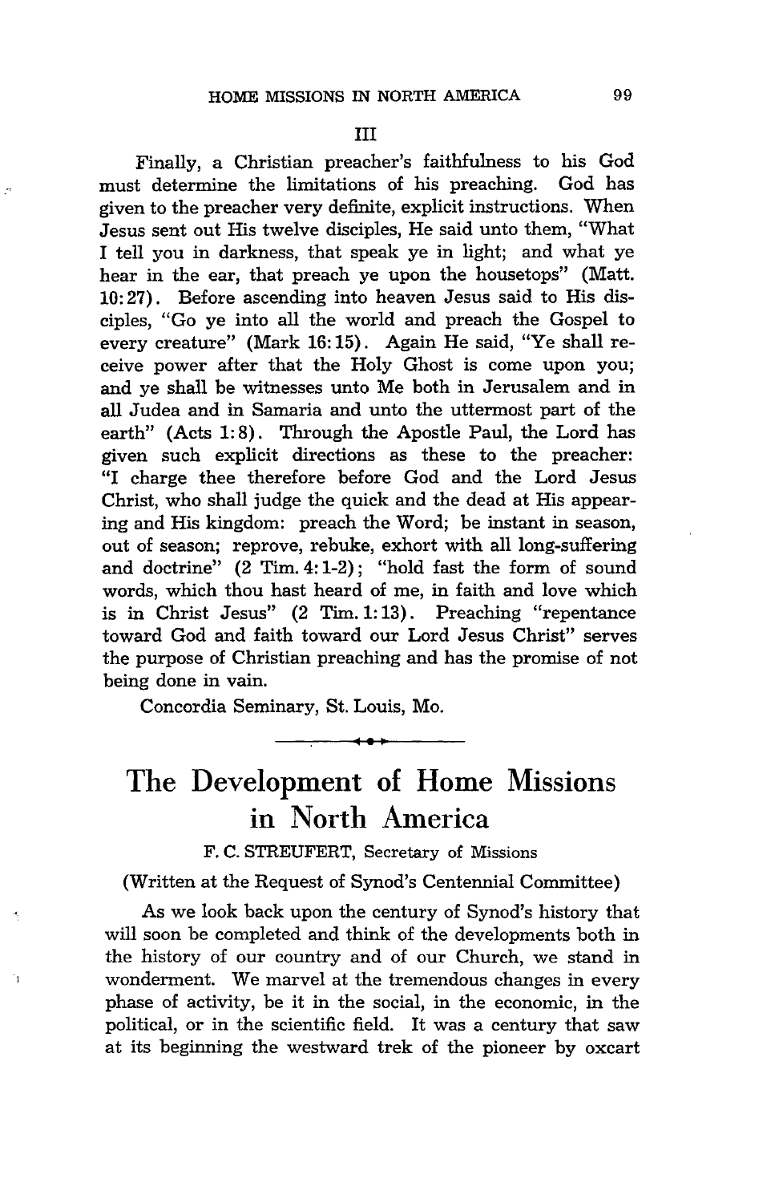III

Finally, a Christian preacher's faithfulness to his God must determine the limitations of his preaching. God has given to the preacher very definite, explicit instructions. When Jesus sent out His twelve disciples, He said unto them, "What I tell you in darkness, that speak ye in light; and what ye hear in the ear, that preach ye upon the housetops" (Matt. 10:27). Before ascending into heaven Jesus said to His disciples, "Go ye into all the world and preach the Gospel to every creature" (Mark 16:15). Again He said, "Ye shall receive power after that the Holy Ghost is come upon you; and ye shall be witnesses unto Me both in Jerusalem and in all Judea and in Samaria and unto the uttermost part of the earth" (Acts 1:8). Through the Apostle Paul, the Lord has given such explicit directions as these to the preacher: "I charge thee therefore before God and the Lord Jesus Christ, who shall judge the quick and the dead at His appearing and His kingdom: preach the Word; be instant in season, out of season; reprove, rebuke, exhort with all long-suffering and doctrine" (2 Tim. 4:1-2); "hold fast the form of sound words, which thou hast heard of me, in faith and love which is in Christ Jesus" (2 Tim. 1:13). Preaching "repentance toward God and faith toward our Lord Jesus Christ" serves the purpose of Christian preaching and has the promise of not being done in vain.

Concordia Seminary, St. Louis, Mo.

---

# The Development of Home Missions in North America

F. C. STREUFERT, Secretary of Missions

(Written at the Request of Synod's Centennial Committee)

As we look back upon the century of Synod's history that will soon be completed and think of the developments both in the history of our country and of our Church, we stand in wonderment. We marvel at the tremendous changes in every phase of activity, be it in the social, in the economic, in the political, or in the scientific field. It was a century that saw at its beginning the westward trek of the pioneer by oxcart